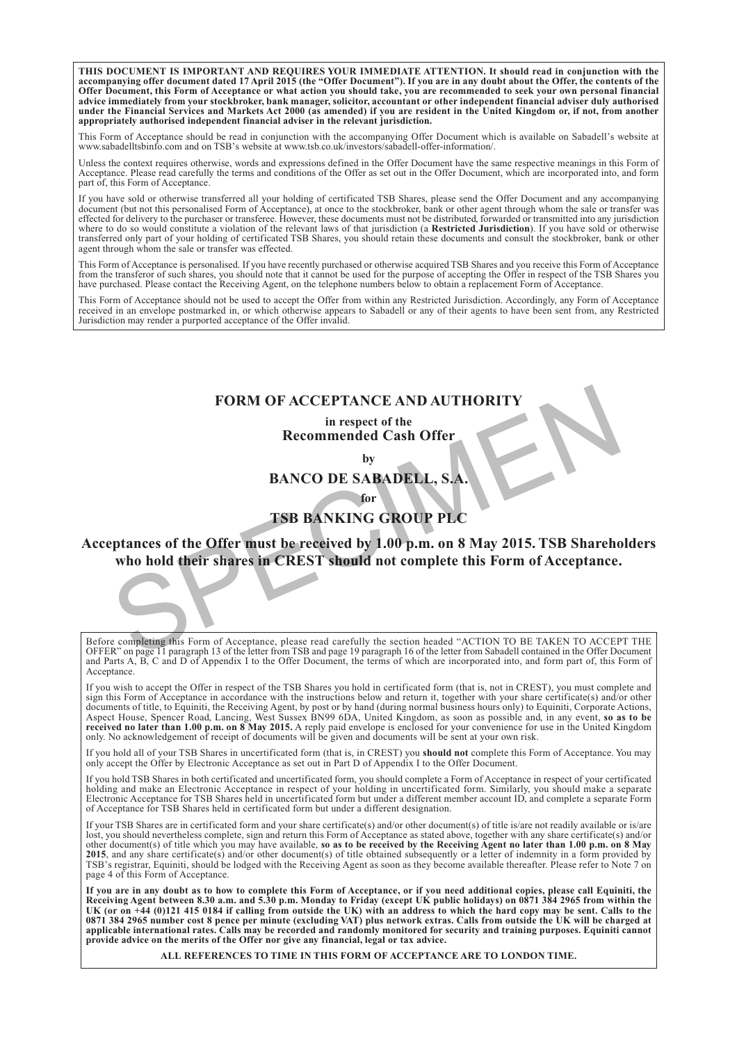**THIS DOCUMENT IS IMPORTANT AND REQUIRES YOUR IMMEDIATE ATTENTION. It should read in conjunction with the accompanying offer document dated 17 April 2015 (the "Offer Document"). If you are in any doubt about the Offer, the contents of the Offer Document, this Form of Acceptance or what action you should take, you are recommended to seek your own personal financial advice immediately from your stockbroker, bank manager, solicitor, accountant or other independent financial adviser duly authorised under the Financial Services and Markets Act 2000 (as amended) if you are resident in the United Kingdom or, if not, from another appropriately authorised independent financial adviser in the relevant jurisdiction.**

This Form of Acceptance should be read in conjunction with the accompanying Offer Document which is available on Sabadell's website at www.sabadelltsbinfo.com and on TSB's website at www.tsb.co.uk/investors/sabadell-offer-information/.

Unless the context requires otherwise, words and expressions defined in the Offer Document have the same respective meanings in this Form of Acceptance. Please read carefully the terms and conditions of the Offer as set out in the Offer Document, which are incorporated into, and form part of, this Form of Acceptance.

If you have sold or otherwise transferred all your holding of certificated TSB Shares, please send the Offer Document and any accompanying document (but not this personalised Form of Acceptance), at once to the stockbroker, bank or other agent through whom the sale or transfer was effected for delivery to the purchaser or transferee. However, these documents must not be distributed, forwarded or transmitted into any jurisdiction where to do so would constitute a violation of the relevant laws of that jurisdiction (a **Restricted Jurisdiction**). If you have sold or otherwise transferred only part of your holding of certificated TSB Shares, you should retain these documents and consult the stockbroker, bank or other agent through whom the sale or transfer was effected.

This Form of Acceptance is personalised. If you have recently purchased or otherwise acquired TSB Shares and you receive this Form of Acceptance from the transferor of such shares, you should note that it cannot be used for the purpose of accepting the Offer in respect of the TSB Shares you have purchased. Please contact the Receiving Agent, on the telephone numbers below to obtain a replacement Form of Acceptance.

This Form of Acceptance should not be used to accept the Offer from within any Restricted Jurisdiction. Accordingly, any Form of Acceptance received in an envelope postmarked in, or which otherwise appears to Sabadell or any of their agents to have been sent from, any Restricted Jurisdiction may render a purported acceptance of the Offer invalid.

# FORM OF ACCEPTANCE AND AUTHORITY

**in respect of the**

## Recommended Cash Offer

**by**

## BANCO DE SABADELL, S.A.

**for**

## TSB BANKING GROUP PLC

**Acceptances of the Offer must be received by 1.00 p.m. on 8 May 2015. TSB Shareholders who hold their shares in CREST should not complete this Form of Acceptance.**

Before completing this Form of Acceptance, please read carefully the section headed "ACTION TO BE TAKEN TO ACCEPT THE OFFER" on page 11 paragraph 13 of the letter from TSB and page 19 paragraph 16 of the letter from Sabadell contained in the Offer Document and Parts A, B, C and D of Appendix I to the Offer Document, the terms of which are incorporated into, and form part of, this Form of Acceptance.

If you wish to accept the Offer in respect of the TSB Shares you hold in certificated form (that is, not in CREST), you must complete and sign this Form of Acceptance in accordance with the instructions below and return it, together with your share certificate(s) and/or other documents of title, to Equiniti, the Receiving Agent, by post or by hand (during normal business hours only) to Equiniti, Corporate Actions, Aspect House, Spencer Road, Lancing, West Sussex BN99 6DA, United Kingdom, as soon as possible and, in any event, **so as to be received no later than 1.00 p.m. on 8 May 2015.** A reply paid envelope is enclosed for your convenience for use in the United Kingdom only. No acknowledgement of receipt of documents will be given and documents will be sent at your own risk.

If you hold all of your TSB Shares in uncertificated form (that is, in CREST) you **should not** complete this Form of Acceptance. You may only accept the Offer by Electronic Acceptance as set out in Part D of Appendix I to the Offer Document.

If you hold TSB Shares in both certificated and uncertificated form, you should complete a Form of Acceptance in respect of your certificated holding and make an Electronic Acceptance in respect of your holding in uncertificated form. Similarly, you should make a separate Electronic Acceptance for TSB Shares held in uncertificated form but under a different member account ID, and complete a separate Form of Acceptance for TSB Shares held in certificated form but under a different designation.

If your TSB Shares are in certificated form and your share certificate(s) and/or other document(s) of title is/are not readily available or is/are lost, you should nevertheless complete, sign and return this Form of Acceptance as stated above, together with any share certificate(s) and/or other document(s) of title which you may have available, **so as to be received by the Receiving Agent no later than 1.00 p.m. on 8 May 2015**, and any share certificate(s) and/or other document(s) of title obtained subsequently or a letter of indemnity in a form provided by TSB's registrar, Equiniti, should be lodged with the Receiving Agent as soon as they become available thereafter. Please refer to Note 7 on page 4 of this Form of Acceptance.

**If you are in any doubt as to how to complete this Form of Acceptance, or if you need additional copies, please call Equiniti, the Receiving Agent between 8.30 a.m. and 5.30 p.m. Monday to Friday (except UK public holidays) on 0871 384 2965 from within the UK (or on +44 (0)121 415 0184 if calling from outside the UK) with an address to which the hard copy may be sent. Calls to the 0871 384 2965 number cost 8 pence per minute (excluding VAT) plus network extras. Calls from outside the UK will be charged at applicable international rates. Calls may be recorded and randomly monitored for security and training purposes. Equiniti cannot provide advice on the merits of the Offer nor give any financial, legal or tax advice.**

**ALL REFERENCES TO TIME IN THIS FORM OF ACCEPTANCE ARE TO LONDON TIME.**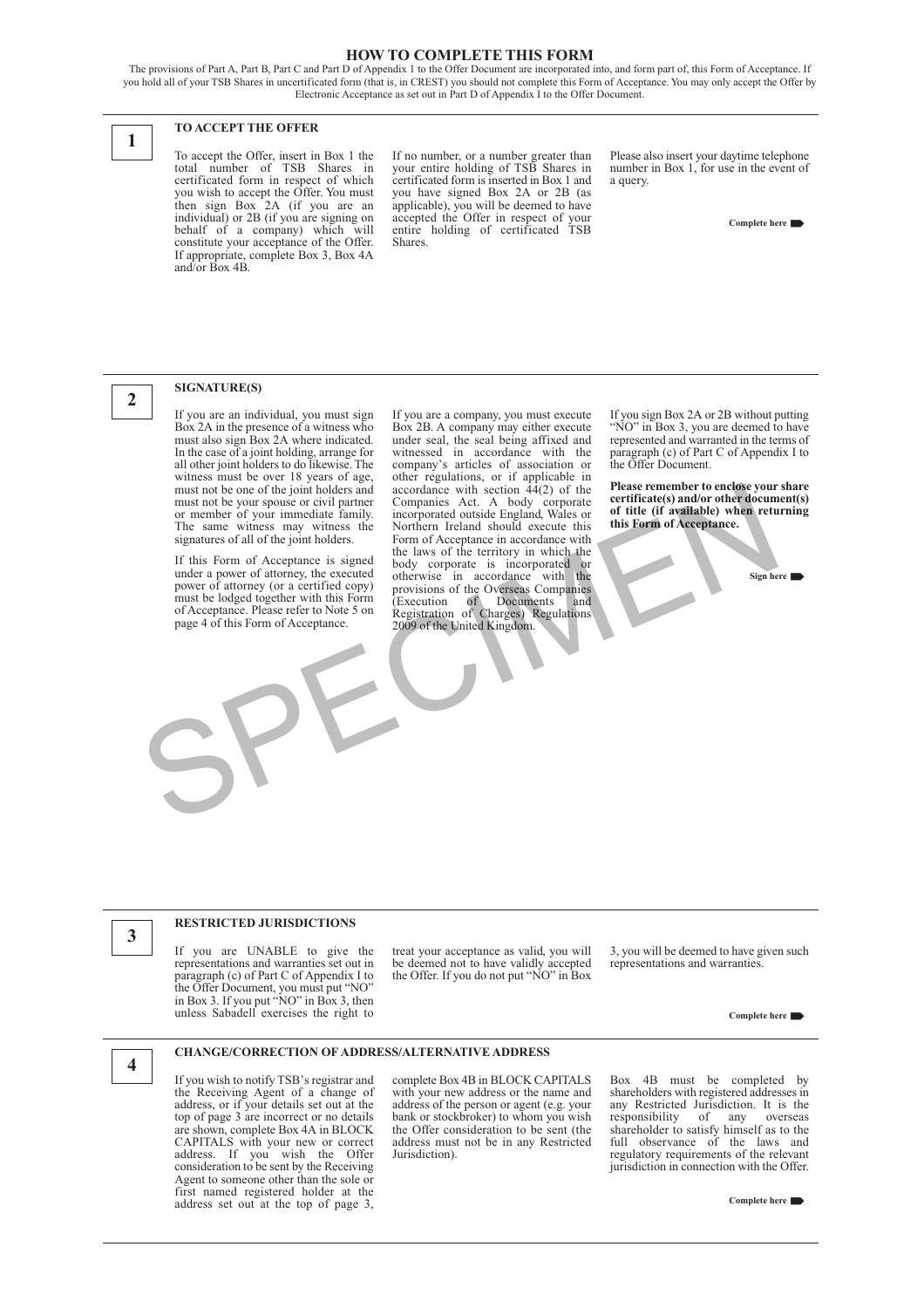# HOW TO COMPLETE THIS FORM

The provisions of Part A, Part B, Part C and Part D of Appendix 1 to the Offer Document are incorporated into, and form part of, this Form of Acceptance. If you hold all of your TSB Shares in uncertificated form (that is, in CREST) you should not complete this Form of Acceptance. You may only accept the Offer by Electronic Acceptance as set out in Part D of Appendix I to the Offer Document.

## 1 TO ACCEPT THE OFFER

To accept the Offer, insert in Box 1 the total number of TSB Shares in certificated form in respect of which you wish to accept the Offer. You must then sign Box 2A (if you are an individual) or 2B (if you are signing on behalf of a company) which will constitute your acceptance of the Offer. If appropriate, complete Box 3, Box 4A and/or Box 4B.

If no number, or a number greater than your entire holding of TSB Shares in certificated form is inserted in Box 1 and you have signed Box 2A or 2B (as applicable), you will be deemed to have accepted the Offer in respect of your entire holding of certificated TSB Shares.

Please also insert your daytime telephone number in Box 1, for use in the event of a query.

**Complete here**

## 2 SIGNATURE(S)

If you are an individual, you must sign Box 2A in the presence of a witness who must also sign Box 2A where indicated. In the case of a joint holding, arrange for all other joint holders to do likewise. The witness must be over 18 years of age, must not be one of the joint holders and must not be your spouse or civil partner or member of your immediate family. The same witness may witness the signatures of all of the joint holders.

If this Form of Acceptance is signed under a power of attorney, the executed power of attorney (or a certified copy) must be lodged together with this Form of Acceptance. Please refer to Note 5 on page 4 of this Form of Acceptance.

If you are a company, you must execute Box 2B. A company may either execute under seal, the seal being affixed and witnessed in accordance with the company's articles of association or other regulations, or if applicable in accordance with section 44(2) of the Companies Act. A body corporate incorporated outside England, Wales or Northern Ireland should execute this Form of Acceptance in accordance with the laws of the territory in which the body corporate is incorporated or otherwise in accordance with the provisions of the Overseas Companies (Execution of Documents and Registration of Charges) Regulations 2009 of the United Kingdom.

If you sign Box 2A or 2B without putting "NO" in Box 3, you are deemed to have represented and warranted in the terms of paragraph (c) of Part C of Appendix I to the Offer Document.

**Please remember to enclose your share certificate(s) and/or other document(s) of title (if available) when returning this Form of Acceptance.**

**Sign here**

SPECIMEN

## 3 RESTRICTED JURISDICTIONS

If you are UNABLE to give the representations and warranties set out in paragraph (c) of Part C of Appendix I to the Offer Document, you must put "NO" in Box 3. If you put "NO" in Box 3, then unless Sabadell exercises the right to treat your acceptance as valid, you will be deemed not to have validly accepted the Offer. If you do not put "NO" in Box 3, you will be deemed to have given such representations and warranties.

**Complete here**

## 4 CHANGE/CORRECTION OF ADDRESS/ALTERNATIVE ADDRESS

If you wish to notify TSB's registrar and the Receiving Agent of a change of address, or if your details set out at the top of page 3 are incorrect or no details are shown, complete Box 4A in BLOCK CAPITALS with your new or correct address. If you wish the Offer consideration to be sent by the Receiving Agent to someone other than the sole or first named registered holder at the address set out at the top of page 3, complete Box 4B in BLOCK CAPITALS with your new address or the name and address of the person or agent (e.g. your bank or stockbroker) to whom you wish the Offer consideration to be sent (the address must not be in any Restricted Jurisdiction).

Box 4B must be completed by shareholders with registered addresses in any Restricted Jurisdiction. It is the responsibility of any overseas shareholder to satisfy himself as to the full observance of the laws and regulatory requirements of the relevant jurisdiction in connection with the Offer.

**Complete here**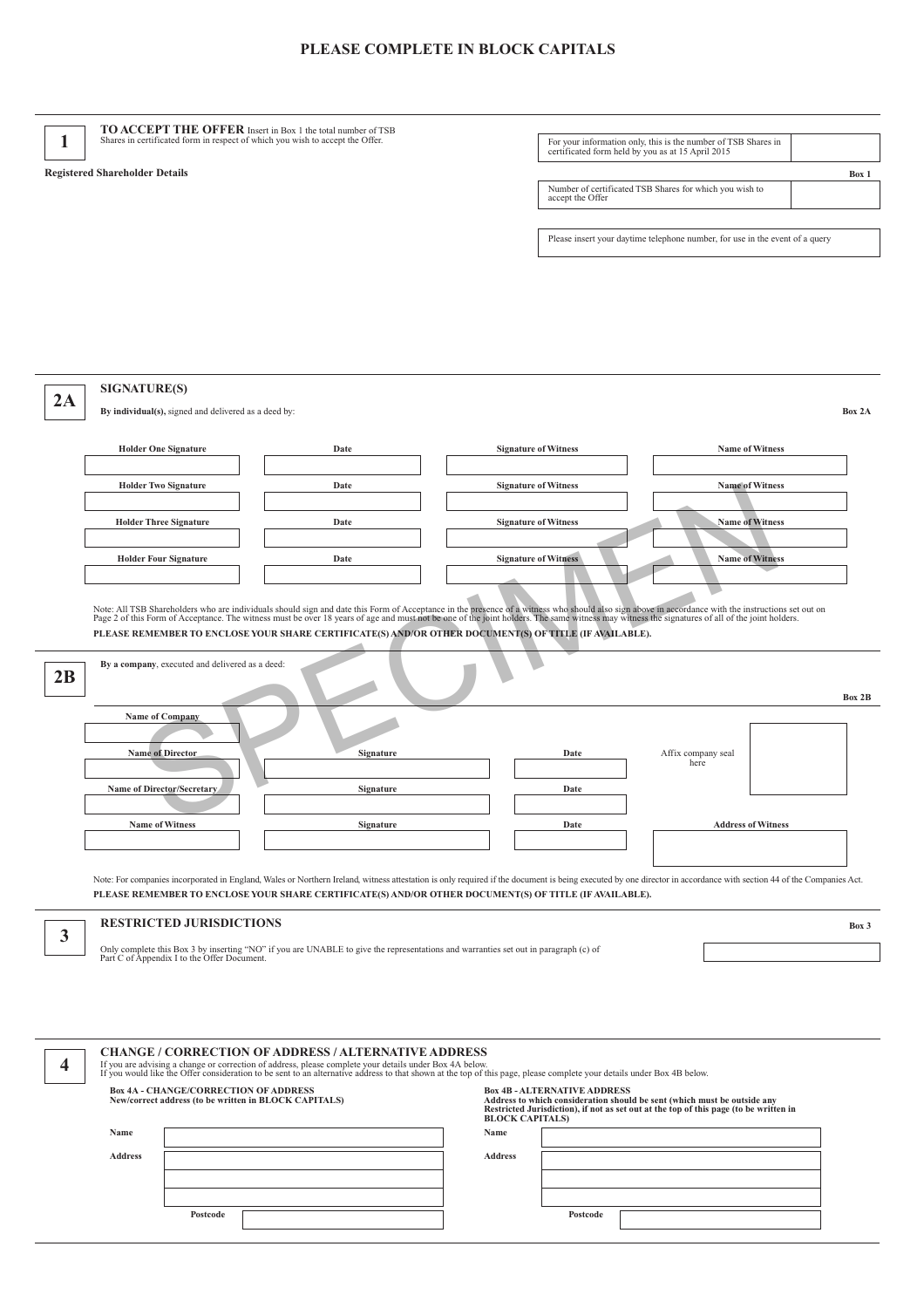# PLEASE COMPLETE IN BLOCK CAPITALS

## 1

**TO ACCEPT THE OFFER** Insert in Box 1 the total number of TSB Shares in certificated form in respect of which you wish to accept the Offer.

**Registered Shareholder Details**

| | |
|---|---|
| For your information only, this is the number of TSB Shares in certificated form held by you as at 15 April 2015 | |

**Box 1**

| | |
|---|---|
| Number of certificated TSB Shares for which you wish to accept the Offer | |

| |
|---|
| Please insert your daytime telephone number, for use in the event of a query |

## 2A

**SIGNATURE(S)**

**By individual(s),** signed and delivered as a deed by:

**Box 2A**

| Holder One Signature | Date | Signature of Witness | Name of Witness |
|---|---|---|---|
| | | | |
| **Holder Two Signature** | **Date** | **Signature of Witness** | **Name of Witness** |
| | | | |
| **Holder Three Signature** | **Date** | **Signature of Witness** | **Name of Witness** |
| | | | |
| **Holder Four Signature** | **Date** | **Signature of Witness** | **Name of Witness** |
| | | | |

Note: All TSB Shareholders who are individuals should sign and date this Form of Acceptance in the presence of a witness who should also sign above in accordance with the instructions set out on Page 2 of this Form of Acceptance. The witness must be over 18 years of age and must not be one of the joint holders. The same witness may witness the signatures of all of the joint holders.

**PLEASE REMEMBER TO ENCLOSE YOUR SHARE CERTIFICATE(S) AND/OR OTHER DOCUMENT(S) OF TITLE (IF AVAILABLE).**

## 2B

**By a company**, executed and delivered as a deed:

**Box 2B**

**Name of Company**

| Name of Director | Signature | Date | Affix company seal here |
|---|---|---|---|
| | | | |
| **Name of Director/Secretary** | **Signature** | **Date** | |
| | | | |
| **Name of Witness** | **Signature** | **Date** | **Address of Witness** |
| | | | |

Note: For companies incorporated in England, Wales or Northern Ireland, witness attestation is only required if the document is being executed by one director in accordance with section 44 of the Companies Act.

**PLEASE REMEMBER TO ENCLOSE YOUR SHARE CERTIFICATE(S) AND/OR OTHER DOCUMENT(S) OF TITLE (IF AVAILABLE).**

## 3

**RESTRICTED JURISDICTIONS**

**Box 3**

Only complete this Box 3 by inserting "NO" if you are UNABLE to give the representations and warranties set out in paragraph (c) of Part C of Appendix I to the Offer Document.

## 4

**CHANGE / CORRECTION OF ADDRESS / ALTERNATIVE ADDRESS**

If you are advising a change or correction of address, please complete your details under Box 4A below.
If you would like the Offer consideration to be sent to an alternative address to that shown at the top of this page, please complete your details under Box 4B below.

**Box 4A - CHANGE/CORRECTION OF ADDRESS**
**New/correct address (to be written in BLOCK CAPITALS)**

Name

Address

Postcode

**Box 4B - ALTERNATIVE ADDRESS**
**Address to which consideration should be sent (which must be outside any Restricted Jurisdiction), if not as set out at the top of this page (to be written in BLOCK CAPITALS)**

Name

Address

Postcode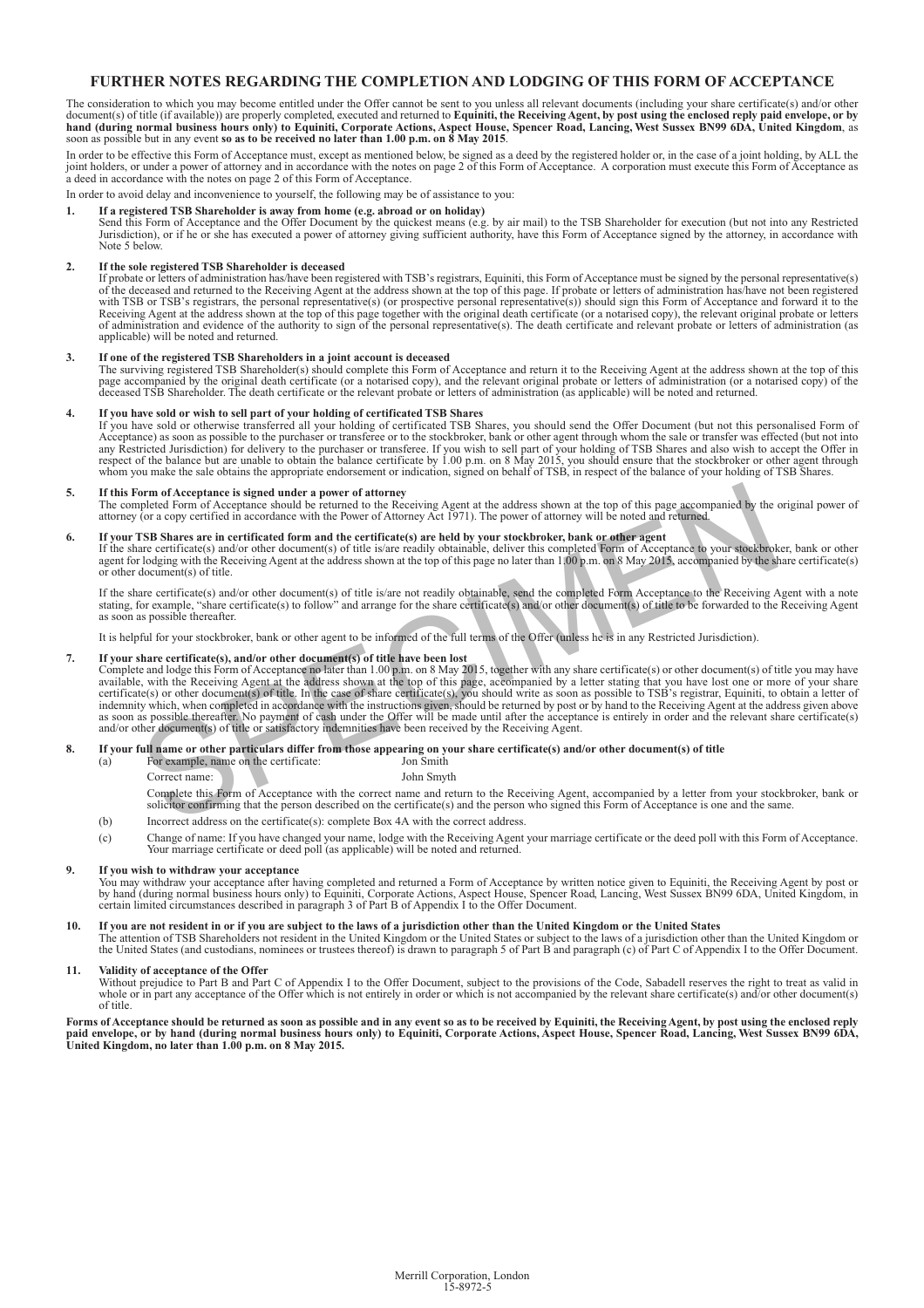## FURTHER NOTES REGARDING THE COMPLETION AND LODGING OF THIS FORM OF ACCEPTANCE

The consideration to which you may become entitled under the Offer cannot be sent to you unless all relevant documents (including your share certificate(s) and/or other document(s) of title (if available)) are properly completed, executed and returned to **Equiniti, the Receiving Agent, by post using the enclosed reply paid envelope, or by hand (during normal business hours only) to Equiniti, Corporate Actions, Aspect House, Spencer Road, Lancing, West Sussex BN99 6DA, United Kingdom**, as soon as possible but in any event **so as to be received no later than 1.00 p.m. on 8 May 2015**.

In order to be effective this Form of Acceptance must, except as mentioned below, be signed as a deed by the registered holder or, in the case of a joint holding, by ALL the joint holders, or under a power of attorney and in accordance with the notes on page 2 of this Form of Acceptance. A corporation must execute this Form of Acceptance as a deed in accordance with the notes on page 2 of this Form of Acceptance.

In order to avoid delay and inconvenience to yourself, the following may be of assistance to you:

**1. If a registered TSB Shareholder is away from home (e.g. abroad or on holiday)**
Send this Form of Acceptance and the Offer Document by the quickest means (e.g. by air mail) to the TSB Shareholder for execution (but not into any Restricted Jurisdiction), or if he or she has executed a power of attorney giving sufficient authority, have this Form of Acceptance signed by the attorney, in accordance with Note 5 below.

**2. If the sole registered TSB Shareholder is deceased**
If probate or letters of administration has/have been registered with TSB's registrars, Equiniti, this Form of Acceptance must be signed by the personal representative(s) of the deceased and returned to the Receiving Agent at the address shown at the top of this page. If probate or letters of administration has/have not been registered with TSB or TSB's registrars, the personal representative(s) (or prospective personal representative(s)) should sign this Form of Acceptance and forward it to the Receiving Agent at the address shown at the top of this page together with the original death certificate (or a notarised copy), the relevant original probate or letters of administration and evidence of the authority to sign of the personal representative(s). The death certificate and relevant probate or letters of administration (as applicable) will be noted and returned.

**3. If one of the registered TSB Shareholders in a joint account is deceased**
The surviving registered TSB Shareholder(s) should complete this Form of Acceptance and return it to the Receiving Agent at the address shown at the top of this page accompanied by the original death certificate (or a notarised copy), and the relevant original probate or letters of administration (or a notarised copy) of the deceased TSB Shareholder. The death certificate or the relevant probate or letters of administration (as applicable) will be noted and returned.

**4. If you have sold or wish to sell part of your holding of certificated TSB Shares**
If you have sold or otherwise transferred all your holding of certificated TSB Shares, you should send the Offer Document (but not this personalised Form of Acceptance) as soon as possible to the purchaser or transferee or to the stockbroker, bank or other agent through whom the sale or transfer was effected (but not into any Restricted Jurisdiction) for delivery to the purchaser or transferee. If you wish to sell part of your holding of TSB Shares and also wish to accept the Offer in respect of the balance but are unable to obtain the balance certificate by 1.00 p.m. on 8 May 2015, you should ensure that the stockbroker or other agent through whom you make the sale obtains the appropriate endorsement or indication, signed on behalf of TSB, in respect of the balance of your holding of TSB Shares.

**5. If this Form of Acceptance is signed under a power of attorney**
The completed Form of Acceptance should be returned to the Receiving Agent at the address shown at the top of this page accompanied by the original power of attorney (or a copy certified in accordance with the Power of Attorney Act 1971). The power of attorney will be noted and returned.

**6. If your TSB Shares are in certificated form and the certificate(s) are held by your stockbroker, bank or other agent**
If the share certificate(s) and/or other document(s) of title is/are readily obtainable, deliver this completed Form of Acceptance to your stockbroker, bank or other agent for lodging with the Receiving Agent at the address shown at the top of this page no later than 1.00 p.m. on 8 May 2015, accompanied by the share certificate(s) or other document(s) of title.

If the share certificate(s) and/or other document(s) of title is/are not readily obtainable, send the completed Form Acceptance to the Receiving Agent with a note stating, for example, "share certificate(s) to follow" and arrange for the share certificate(s) and/or other document(s) of title to be forwarded to the Receiving Agent as soon as possible thereafter.

It is helpful for your stockbroker, bank or other agent to be informed of the full terms of the Offer (unless he is in any Restricted Jurisdiction).

**7. If your share certificate(s), and/or other document(s) of title have been lost**
Complete and lodge this Form of Acceptance no later than 1.00 p.m. on 8 May 2015, together with any share certificate(s) or other document(s) of title you may have available, with the Receiving Agent at the address shown at the top of this page, accompanied by a letter stating that you have lost one or more of your share certificate(s) or other document(s) of title. In the case of share certificate(s), you should write as soon as possible to TSB's registrar, Equiniti, to obtain a letter of indemnity which, when completed in accordance with the instructions given, should be returned by post or by hand to the Receiving Agent at the address given above as soon as possible thereafter. No payment of cash under the Offer will be made until after the acceptance is entirely in order and the relevant share certificate(s) and/or other document(s) of title or satisfactory indemnities have been received by the Receiving Agent.

**8. If your full name or other particulars differ from those appearing on your share certificate(s) and/or other document(s) of title**

(a) For example, name on the certificate: Jon Smith
Correct name: John Smyth

Complete this Form of Acceptance with the correct name and return to the Receiving Agent, accompanied by a letter from your stockbroker, bank or solicitor confirming that the person described on the certificate(s) and the person who signed this Form of Acceptance is one and the same.

(b) Incorrect address on the certificate(s): complete Box 4A with the correct address.

(c) Change of name: If you have changed your name, lodge with the Receiving Agent your marriage certificate or the deed poll with this Form of Acceptance. Your marriage certificate or deed poll (as applicable) will be noted and returned.

**9. If you wish to withdraw your acceptance**
You may withdraw your acceptance after having completed and returned a Form of Acceptance by written notice given to Equiniti, the Receiving Agent by post or by hand (during normal business hours only) to Equiniti, Corporate Actions, Aspect House, Spencer Road, Lancing, West Sussex BN99 6DA, United Kingdom, in certain limited circumstances described in paragraph 3 of Part B of Appendix I to the Offer Document.

**10. If you are not resident in or if you are subject to the laws of a jurisdiction other than the United Kingdom or the United States**
The attention of TSB Shareholders not resident in the United Kingdom or the United States or subject to the laws of a jurisdiction other than the United Kingdom or the United States (and custodians, nominees or trustees thereof) is drawn to paragraph 5 of Part B and paragraph (c) of Part C of Appendix I to the Offer Document.

**11. Validity of acceptance of the Offer**
Without prejudice to Part B and Part C of Appendix I to the Offer Document, subject to the provisions of the Code, Sabadell reserves the right to treat as valid in whole or in part any acceptance of the Offer which is not entirely in order or which is not accompanied by the relevant share certificate(s) and/or other document(s) of title.

**Forms of Acceptance should be returned as soon as possible and in any event so as to be received by Equiniti, the Receiving Agent, by post using the enclosed reply paid envelope, or by hand (during normal business hours only) to Equiniti, Corporate Actions, Aspect House, Spencer Road, Lancing, West Sussex BN99 6DA, United Kingdom, no later than 1.00 p.m. on 8 May 2015.**

Merrill Corporation, London
15-8972-5